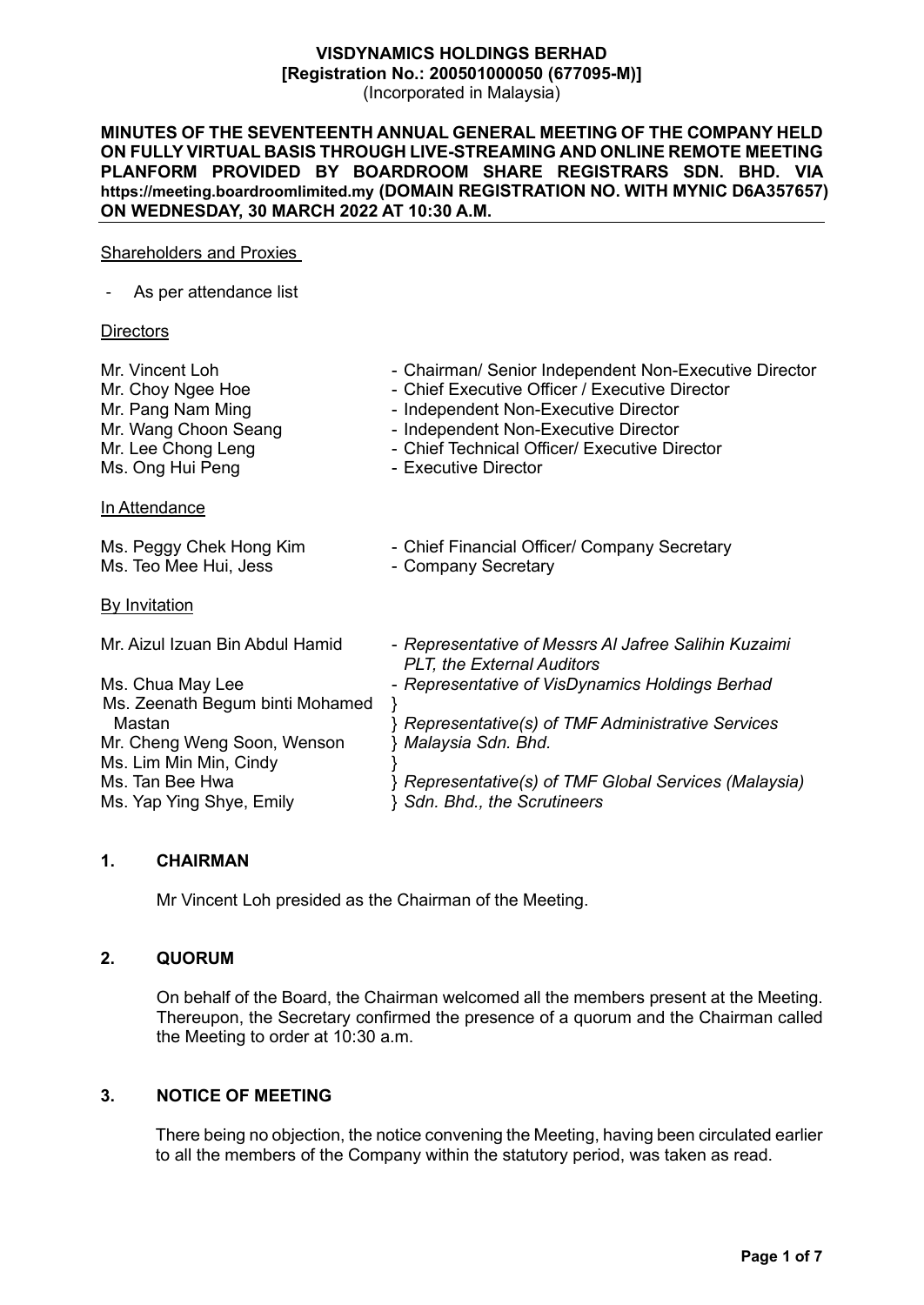**VISDYNAMICS HOLDINGS BERHAD**
**[Registration No.: 200501000050 (677095-M)]**
(Incorporated in Malaysia)

**MINUTES OF THE SEVENTEENTH ANNUAL GENERAL MEETING OF THE COMPANY HELD ON FULLY VIRTUAL BASIS THROUGH LIVE-STREAMING AND ONLINE REMOTE MEETING PLANFORM PROVIDED BY BOARDROOM SHARE REGISTRARS SDN. BHD. VIA https://meeting.boardroomlimited.my (DOMAIN REGISTRATION NO. WITH MYNIC D6A357657) ON WEDNESDAY, 30 MARCH 2022 AT 10:30 A.M.**

---

Shareholders and Proxies

- As per attendance list

Directors

| | |
|---|---|
| Mr. Vincent Loh | - Chairman/ Senior Independent Non-Executive Director |
| Mr. Choy Ngee Hoe | - Chief Executive Officer / Executive Director |
| Mr. Pang Nam Ming | - Independent Non-Executive Director |
| Mr. Wang Choon Seang | - Independent Non-Executive Director |
| Mr. Lee Chong Leng | - Chief Technical Officer/ Executive Director |
| Ms. Ong Hui Peng | - Executive Director |

In Attendance

| | |
|---|---|
| Ms. Peggy Chek Hong Kim | - Chief Financial Officer/ Company Secretary |
| Ms. Teo Mee Hui, Jess | - Company Secretary |

By Invitation

| | |
|---|---|
| Mr. Aizul Izuan Bin Abdul Hamid | - *Representative of Messrs Al Jafree Salihin Kuzaimi PLT, the External Auditors* |
| Ms. Chua May Lee | - *Representative of VisDynamics Holdings Berhad* |
| Ms. Zeenath Begum binti Mohamed Mastan | } *Representative(s) of TMF Administrative Services Malaysia Sdn. Bhd.* |
| Mr. Cheng Weng Soon, Wenson | } |
| Ms. Lim Min Min, Cindy | } |
| Ms. Tan Bee Hwa | } *Representative(s) of TMF Global Services (Malaysia) Sdn. Bhd., the Scrutineers* |
| Ms. Yap Ying Shye, Emily | } |

## 1. CHAIRMAN

Mr Vincent Loh presided as the Chairman of the Meeting.

## 2. QUORUM

On behalf of the Board, the Chairman welcomed all the members present at the Meeting. Thereupon, the Secretary confirmed the presence of a quorum and the Chairman called the Meeting to order at 10:30 a.m.

## 3. NOTICE OF MEETING

There being no objection, the notice convening the Meeting, having been circulated earlier to all the members of the Company within the statutory period, was taken as read.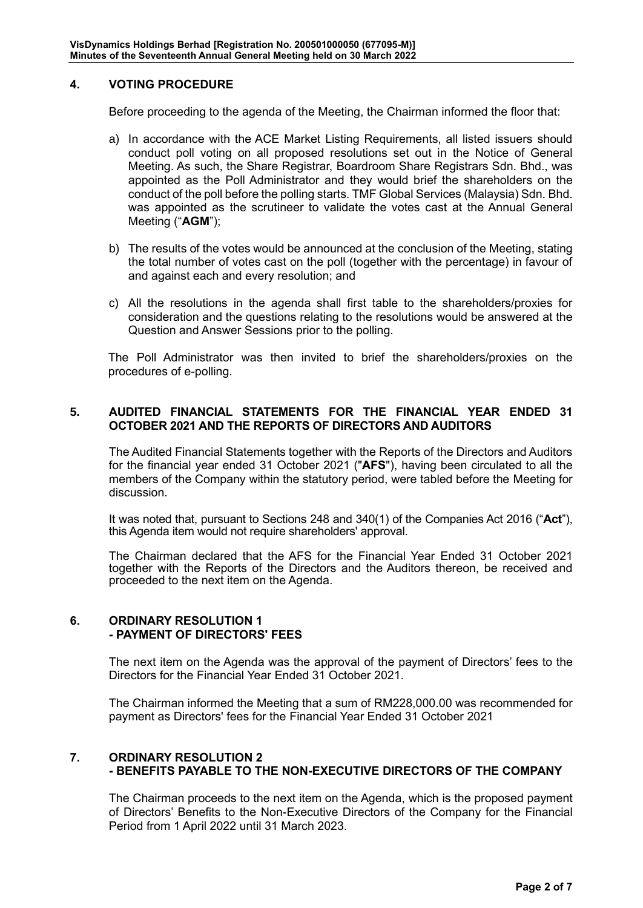## 4. VOTING PROCEDURE

Before proceeding to the agenda of the Meeting, the Chairman informed the floor that:

a) In accordance with the ACE Market Listing Requirements, all listed issuers should conduct poll voting on all proposed resolutions set out in the Notice of General Meeting. As such, the Share Registrar, Boardroom Share Registrars Sdn. Bhd., was appointed as the Poll Administrator and they would brief the shareholders on the conduct of the poll before the polling starts. TMF Global Services (Malaysia) Sdn. Bhd. was appointed as the scrutineer to validate the votes cast at the Annual General Meeting ("**AGM**");

b) The results of the votes would be announced at the conclusion of the Meeting, stating the total number of votes cast on the poll (together with the percentage) in favour of and against each and every resolution; and

c) All the resolutions in the agenda shall first table to the shareholders/proxies for consideration and the questions relating to the resolutions would be answered at the Question and Answer Sessions prior to the polling.

The Poll Administrator was then invited to brief the shareholders/proxies on the procedures of e-polling.

## 5. AUDITED FINANCIAL STATEMENTS FOR THE FINANCIAL YEAR ENDED 31 OCTOBER 2021 AND THE REPORTS OF DIRECTORS AND AUDITORS

The Audited Financial Statements together with the Reports of the Directors and Auditors for the financial year ended 31 October 2021 ("**AFS**"), having been circulated to all the members of the Company within the statutory period, were tabled before the Meeting for discussion.

It was noted that, pursuant to Sections 248 and 340(1) of the Companies Act 2016 ("**Act**"), this Agenda item would not require shareholders' approval.

The Chairman declared that the AFS for the Financial Year Ended 31 October 2021 together with the Reports of the Directors and the Auditors thereon, be received and proceeded to the next item on the Agenda.

## 6. ORDINARY RESOLUTION 1 - PAYMENT OF DIRECTORS' FEES

The next item on the Agenda was the approval of the payment of Directors' fees to the Directors for the Financial Year Ended 31 October 2021.

The Chairman informed the Meeting that a sum of RM228,000.00 was recommended for payment as Directors' fees for the Financial Year Ended 31 October 2021

## 7. ORDINARY RESOLUTION 2 - BENEFITS PAYABLE TO THE NON-EXECUTIVE DIRECTORS OF THE COMPANY

The Chairman proceeds to the next item on the Agenda, which is the proposed payment of Directors' Benefits to the Non-Executive Directors of the Company for the Financial Period from 1 April 2022 until 31 March 2023.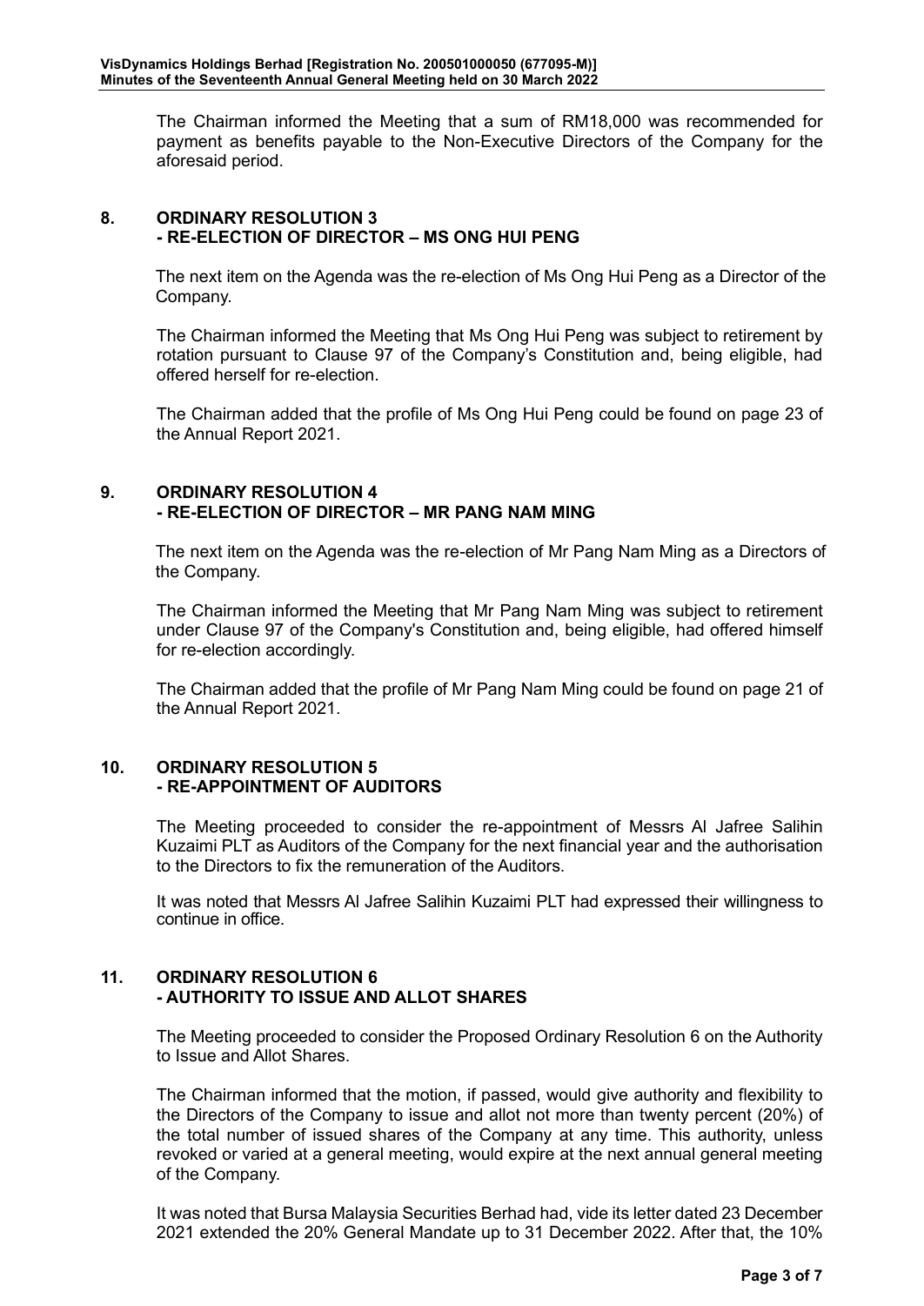The Chairman informed the Meeting that a sum of RM18,000 was recommended for payment as benefits payable to the Non-Executive Directors of the Company for the aforesaid period.

## 8. ORDINARY RESOLUTION 3 - RE-ELECTION OF DIRECTOR – MS ONG HUI PENG

The next item on the Agenda was the re-election of Ms Ong Hui Peng as a Director of the Company.

The Chairman informed the Meeting that Ms Ong Hui Peng was subject to retirement by rotation pursuant to Clause 97 of the Company's Constitution and, being eligible, had offered herself for re-election.

The Chairman added that the profile of Ms Ong Hui Peng could be found on page 23 of the Annual Report 2021.

## 9. ORDINARY RESOLUTION 4 - RE-ELECTION OF DIRECTOR – MR PANG NAM MING

The next item on the Agenda was the re-election of Mr Pang Nam Ming as a Directors of the Company.

The Chairman informed the Meeting that Mr Pang Nam Ming was subject to retirement under Clause 97 of the Company's Constitution and, being eligible, had offered himself for re-election accordingly.

The Chairman added that the profile of Mr Pang Nam Ming could be found on page 21 of the Annual Report 2021.

## 10. ORDINARY RESOLUTION 5 - RE-APPOINTMENT OF AUDITORS

The Meeting proceeded to consider the re-appointment of Messrs Al Jafree Salihin Kuzaimi PLT as Auditors of the Company for the next financial year and the authorisation to the Directors to fix the remuneration of the Auditors.

It was noted that Messrs Al Jafree Salihin Kuzaimi PLT had expressed their willingness to continue in office.

## 11. ORDINARY RESOLUTION 6 - AUTHORITY TO ISSUE AND ALLOT SHARES

The Meeting proceeded to consider the Proposed Ordinary Resolution 6 on the Authority to Issue and Allot Shares.

The Chairman informed that the motion, if passed, would give authority and flexibility to the Directors of the Company to issue and allot not more than twenty percent (20%) of the total number of issued shares of the Company at any time. This authority, unless revoked or varied at a general meeting, would expire at the next annual general meeting of the Company.

It was noted that Bursa Malaysia Securities Berhad had, vide its letter dated 23 December 2021 extended the 20% General Mandate up to 31 December 2022. After that, the 10%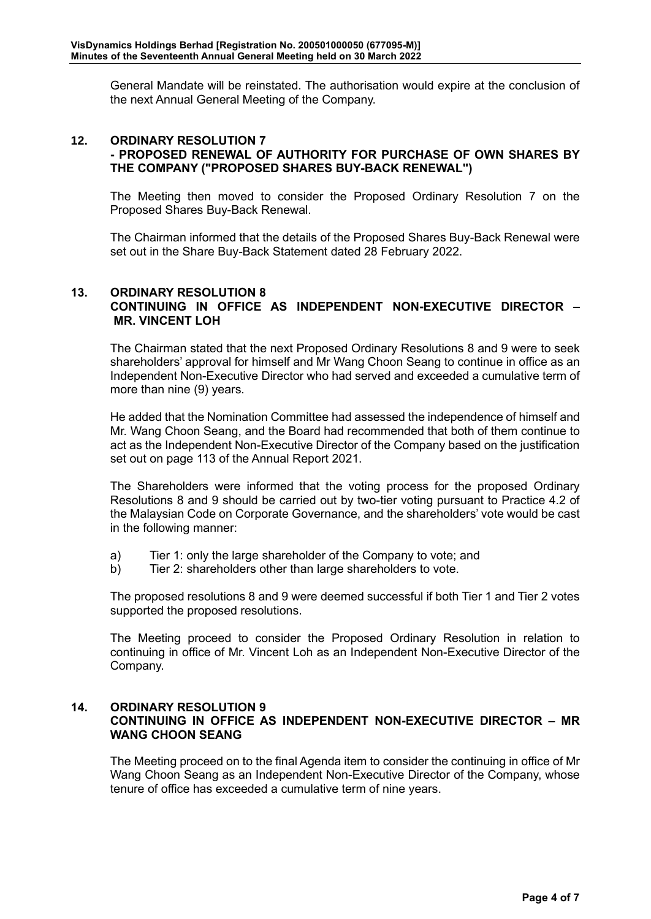General Mandate will be reinstated. The authorisation would expire at the conclusion of the next Annual General Meeting of the Company.

## 12. ORDINARY RESOLUTION 7 - PROPOSED RENEWAL OF AUTHORITY FOR PURCHASE OF OWN SHARES BY THE COMPANY ("PROPOSED SHARES BUY-BACK RENEWAL")

The Meeting then moved to consider the Proposed Ordinary Resolution 7 on the Proposed Shares Buy-Back Renewal.

The Chairman informed that the details of the Proposed Shares Buy-Back Renewal were set out in the Share Buy-Back Statement dated 28 February 2022.

## 13. ORDINARY RESOLUTION 8 CONTINUING IN OFFICE AS INDEPENDENT NON-EXECUTIVE DIRECTOR – MR. VINCENT LOH

The Chairman stated that the next Proposed Ordinary Resolutions 8 and 9 were to seek shareholders' approval for himself and Mr Wang Choon Seang to continue in office as an Independent Non-Executive Director who had served and exceeded a cumulative term of more than nine (9) years.

He added that the Nomination Committee had assessed the independence of himself and Mr. Wang Choon Seang, and the Board had recommended that both of them continue to act as the Independent Non-Executive Director of the Company based on the justification set out on page 113 of the Annual Report 2021.

The Shareholders were informed that the voting process for the proposed Ordinary Resolutions 8 and 9 should be carried out by two-tier voting pursuant to Practice 4.2 of the Malaysian Code on Corporate Governance, and the shareholders' vote would be cast in the following manner:

a) Tier 1: only the large shareholder of the Company to vote; and
b) Tier 2: shareholders other than large shareholders to vote.

The proposed resolutions 8 and 9 were deemed successful if both Tier 1 and Tier 2 votes supported the proposed resolutions.

The Meeting proceed to consider the Proposed Ordinary Resolution in relation to continuing in office of Mr. Vincent Loh as an Independent Non-Executive Director of the Company.

## 14. ORDINARY RESOLUTION 9 CONTINUING IN OFFICE AS INDEPENDENT NON-EXECUTIVE DIRECTOR – MR WANG CHOON SEANG

The Meeting proceed on to the final Agenda item to consider the continuing in office of Mr Wang Choon Seang as an Independent Non-Executive Director of the Company, whose tenure of office has exceeded a cumulative term of nine years.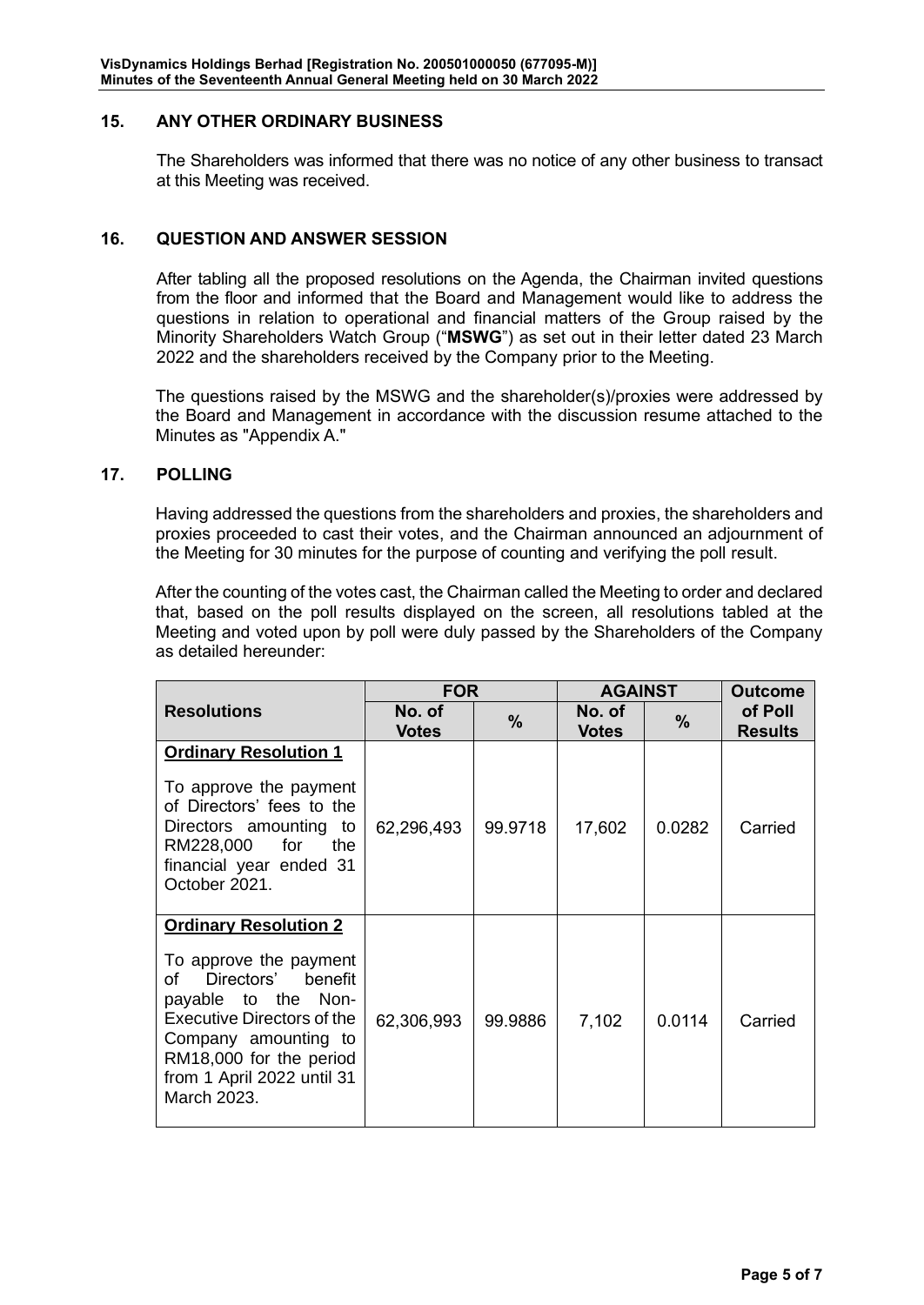## 15. ANY OTHER ORDINARY BUSINESS

The Shareholders was informed that there was no notice of any other business to transact at this Meeting was received.

## 16. QUESTION AND ANSWER SESSION

After tabling all the proposed resolutions on the Agenda, the Chairman invited questions from the floor and informed that the Board and Management would like to address the questions in relation to operational and financial matters of the Group raised by the Minority Shareholders Watch Group ("**MSWG**") as set out in their letter dated 23 March 2022 and the shareholders received by the Company prior to the Meeting.

The questions raised by the MSWG and the shareholder(s)/proxies were addressed by the Board and Management in accordance with the discussion resume attached to the Minutes as "Appendix A."

## 17. POLLING

Having addressed the questions from the shareholders and proxies, the shareholders and proxies proceeded to cast their votes, and the Chairman announced an adjournment of the Meeting for 30 minutes for the purpose of counting and verifying the poll result.

After the counting of the votes cast, the Chairman called the Meeting to order and declared that, based on the poll results displayed on the screen, all resolutions tabled at the Meeting and voted upon by poll were duly passed by the Shareholders of the Company as detailed hereunder:

| Resolutions | FOR | | AGAINST | | Outcome of Poll Results |
|---|---|---|---|---|---|
| | No. of Votes | % | No. of Votes | % | |
| **Ordinary Resolution 1**<br><br>To approve the payment of Directors' fees to the Directors amounting to RM228,000 for the financial year ended 31 October 2021. | 62,296,493 | 99.9718 | 17,602 | 0.0282 | Carried |
| **Ordinary Resolution 2**<br><br>To approve the payment of Directors' benefit payable to the Non-Executive Directors of the Company amounting to RM18,000 for the period from 1 April 2022 until 31 March 2023. | 62,306,993 | 99.9886 | 7,102 | 0.0114 | Carried |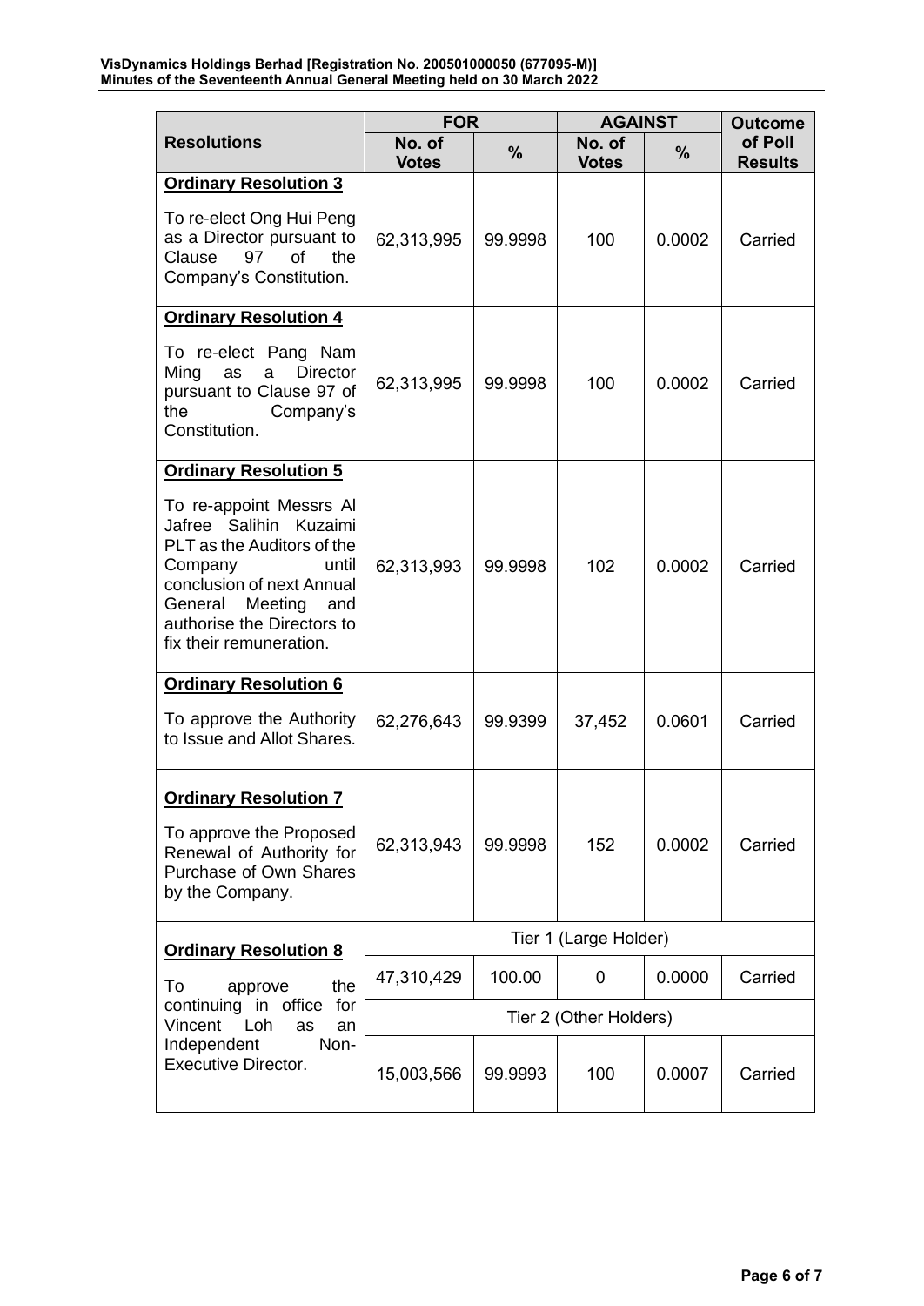| Resolutions | FOR | | AGAINST | | Outcome of Poll Results |
|---|---|---|---|---|---|
| | No. of Votes | % | No. of Votes | % | |
| **Ordinary Resolution 3** To re-elect Ong Hui Peng as a Director pursuant to Clause 97 of the Company's Constitution. | 62,313,995 | 99.9998 | 100 | 0.0002 | Carried |
| **Ordinary Resolution 4** To re-elect Pang Nam Ming as a Director pursuant to Clause 97 of the Company's Constitution. | 62,313,995 | 99.9998 | 100 | 0.0002 | Carried |
| **Ordinary Resolution 5** To re-appoint Messrs Al Jafree Salihin Kuzaimi PLT as the Auditors of the Company until conclusion of next Annual General Meeting and authorise the Directors to fix their remuneration. | 62,313,993 | 99.9998 | 102 | 0.0002 | Carried |
| **Ordinary Resolution 6** To approve the Authority to Issue and Allot Shares. | 62,276,643 | 99.9399 | 37,452 | 0.0601 | Carried |
| **Ordinary Resolution 7** To approve the Proposed Renewal of Authority for Purchase of Own Shares by the Company. | 62,313,943 | 99.9998 | 152 | 0.0002 | Carried |
| **Ordinary Resolution 8** To approve the continuing in office for Vincent Loh as an Independent Non-Executive Director. | Tier 1 (Large Holder) | | | | |
| | 47,310,429 | 100.00 | 0 | 0.0000 | Carried |
| | Tier 2 (Other Holders) | | | | |
| | 15,003,566 | 99.9993 | 100 | 0.0007 | Carried |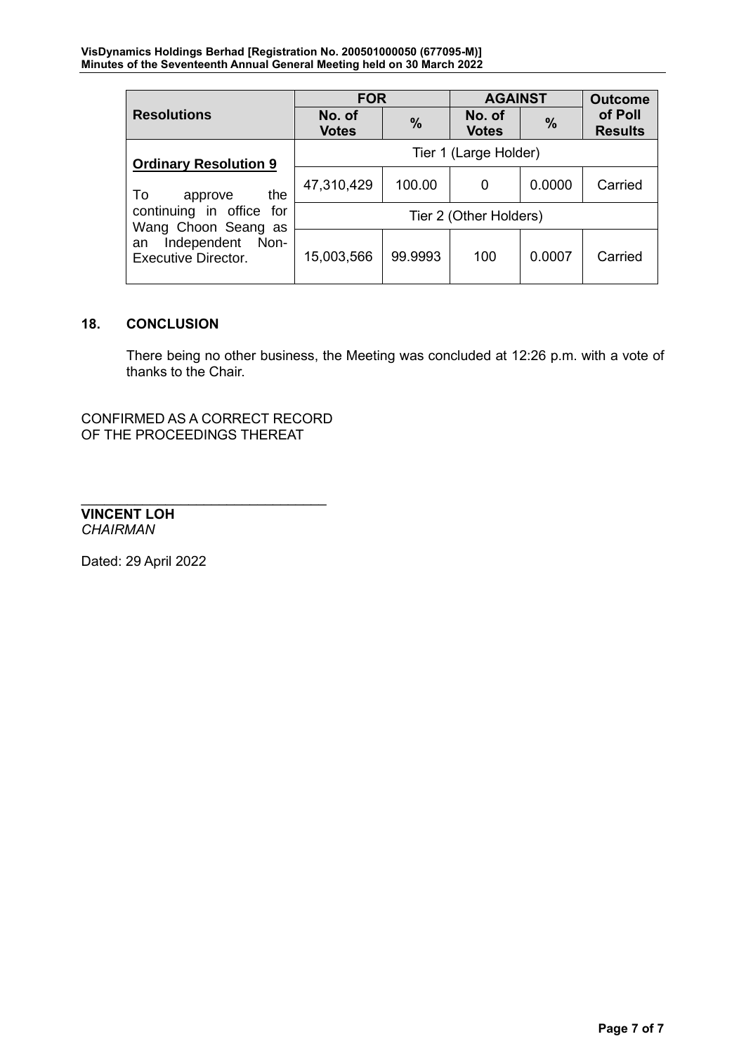| Resolutions | FOR | | AGAINST | | Outcome of Poll Results |
|---|---|---|---|---|---|
| | No. of Votes | % | No. of Votes | % | |
| **Ordinary Resolution 9**<br><br>To approve the continuing in office for Wang Choon Seang as an Independent Non-Executive Director. | Tier 1 (Large Holder) | | | | |
| | 47,310,429 | 100.00 | 0 | 0.0000 | Carried |
| | Tier 2 (Other Holders) | | | | |
| | 15,003,566 | 99.9993 | 100 | 0.0007 | Carried |

## 18. CONCLUSION

There being no other business, the Meeting was concluded at 12:26 p.m. with a vote of thanks to the Chair.

CONFIRMED AS A CORRECT RECORD
OF THE PROCEEDINGS THEREAT

\_\_\_\_\_\_\_\_\_\_\_\_\_\_\_\_\_\_\_\_\_\_\_\_\_\_\_\_\_\_\_\_

**VINCENT LOH**
*CHAIRMAN*

Dated: 29 April 2022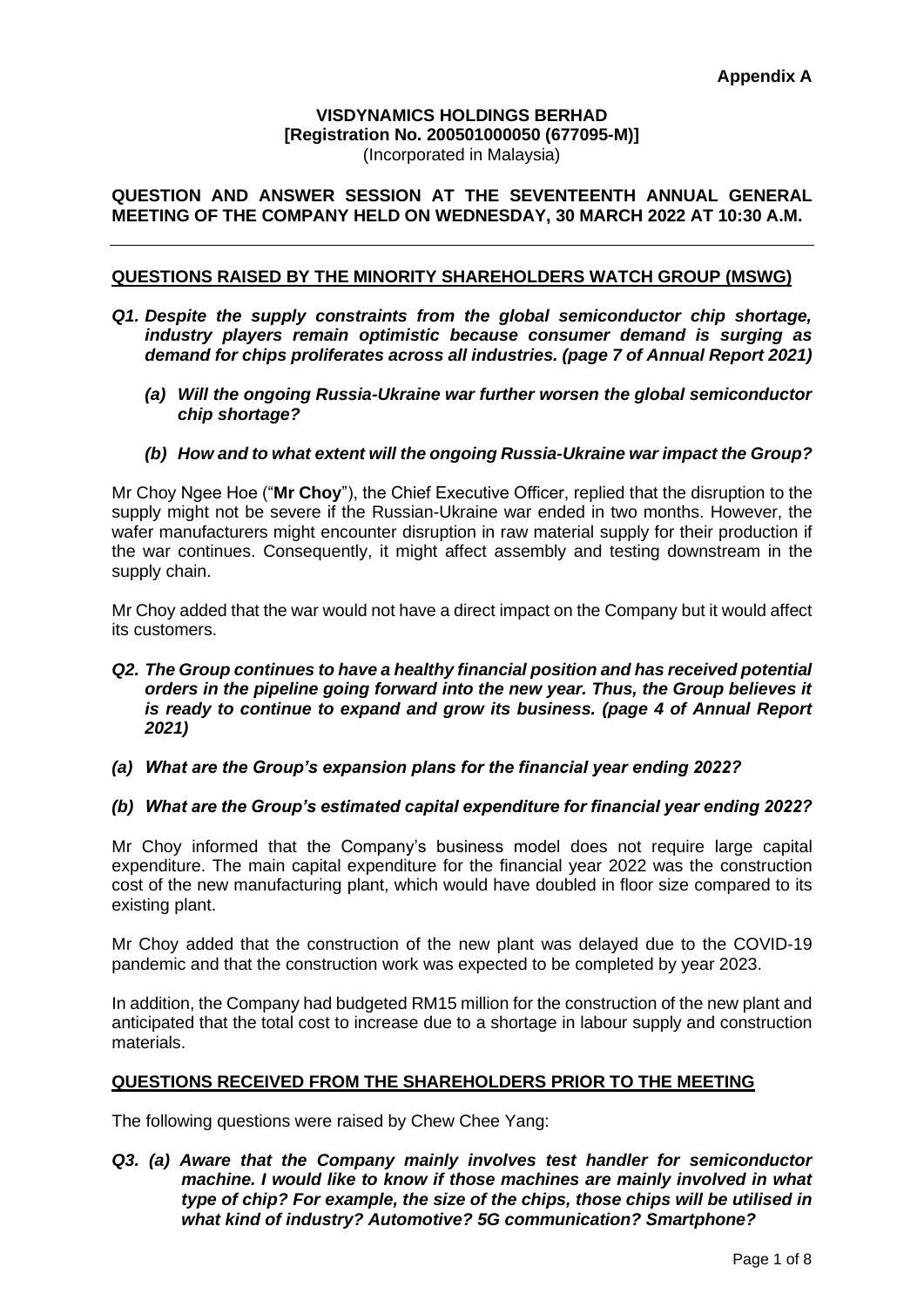**Appendix A**

**VISDYNAMICS HOLDINGS BERHAD**
**[Registration No. 200501000050 (677095-M)]**
(Incorporated in Malaysia)

**QUESTION AND ANSWER SESSION AT THE SEVENTEENTH ANNUAL GENERAL MEETING OF THE COMPANY HELD ON WEDNESDAY, 30 MARCH 2022 AT 10:30 A.M.**

---

**QUESTIONS RAISED BY THE MINORITY SHAREHOLDERS WATCH GROUP (MSWG)**

***Q1. Despite the supply constraints from the global semiconductor chip shortage, industry players remain optimistic because consumer demand is surging as demand for chips proliferates across all industries. (page 7 of Annual Report 2021)***

***(a) Will the ongoing Russia-Ukraine war further worsen the global semiconductor chip shortage?***

***(b) How and to what extent will the ongoing Russia-Ukraine war impact the Group?***

Mr Choy Ngee Hoe ("**Mr Choy**"), the Chief Executive Officer, replied that the disruption to the supply might not be severe if the Russian-Ukraine war ended in two months. However, the wafer manufacturers might encounter disruption in raw material supply for their production if the war continues. Consequently, it might affect assembly and testing downstream in the supply chain.

Mr Choy added that the war would not have a direct impact on the Company but it would affect its customers.

***Q2. The Group continues to have a healthy financial position and has received potential orders in the pipeline going forward into the new year. Thus, the Group believes it is ready to continue to expand and grow its business. (page 4 of Annual Report 2021)***

***(a) What are the Group's expansion plans for the financial year ending 2022?***

***(b) What are the Group's estimated capital expenditure for financial year ending 2022?***

Mr Choy informed that the Company's business model does not require large capital expenditure. The main capital expenditure for the financial year 2022 was the construction cost of the new manufacturing plant, which would have doubled in floor size compared to its existing plant.

Mr Choy added that the construction of the new plant was delayed due to the COVID-19 pandemic and that the construction work was expected to be completed by year 2023.

In addition, the Company had budgeted RM15 million for the construction of the new plant and anticipated that the total cost to increase due to a shortage in labour supply and construction materials.

**QUESTIONS RECEIVED FROM THE SHAREHOLDERS PRIOR TO THE MEETING**

The following questions were raised by Chew Chee Yang:

***Q3. (a) Aware that the Company mainly involves test handler for semiconductor machine. I would like to know if those machines are mainly involved in what type of chip? For example, the size of the chips, those chips will be utilised in what kind of industry? Automotive? 5G communication? Smartphone?***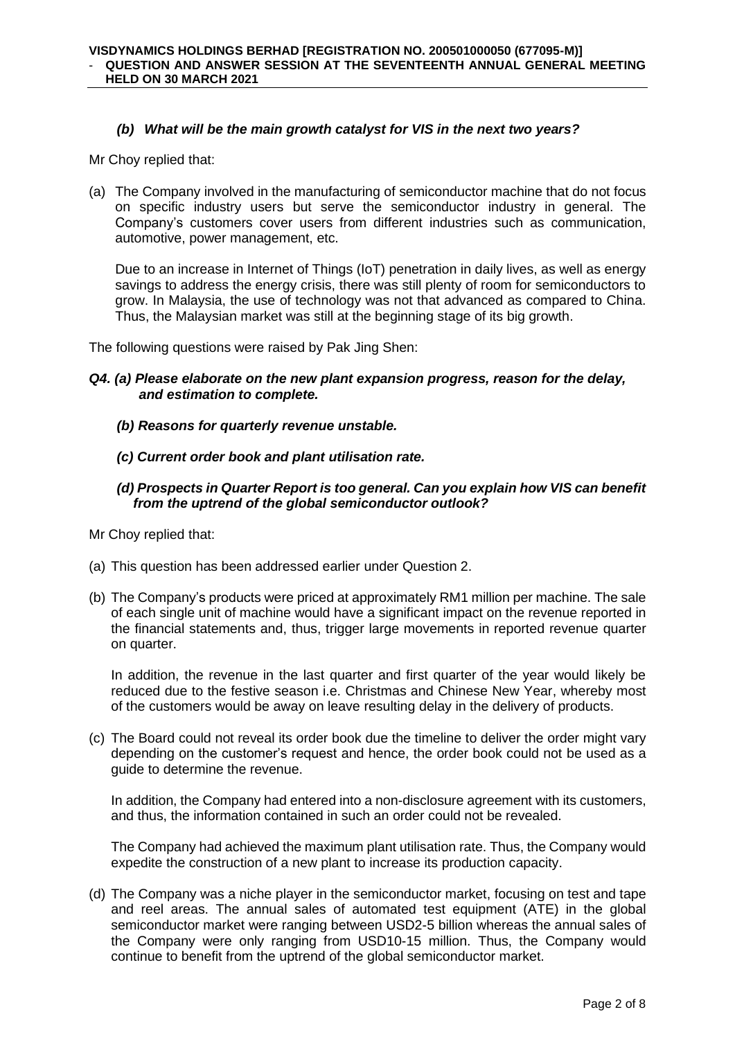***(b) What will be the main growth catalyst for VIS in the next two years?***

Mr Choy replied that:

(a) The Company involved in the manufacturing of semiconductor machine that do not focus on specific industry users but serve the semiconductor industry in general. The Company's customers cover users from different industries such as communication, automotive, power management, etc.

Due to an increase in Internet of Things (IoT) penetration in daily lives, as well as energy savings to address the energy crisis, there was still plenty of room for semiconductors to grow. In Malaysia, the use of technology was not that advanced as compared to China. Thus, the Malaysian market was still at the beginning stage of its big growth.

The following questions were raised by Pak Jing Shen:

***Q4. (a) Please elaborate on the new plant expansion progress, reason for the delay, and estimation to complete.***

***(b) Reasons for quarterly revenue unstable.***

***(c) Current order book and plant utilisation rate.***

***(d) Prospects in Quarter Report is too general. Can you explain how VIS can benefit from the uptrend of the global semiconductor outlook?***

Mr Choy replied that:

(a) This question has been addressed earlier under Question 2.

(b) The Company's products were priced at approximately RM1 million per machine. The sale of each single unit of machine would have a significant impact on the revenue reported in the financial statements and, thus, trigger large movements in reported revenue quarter on quarter.

In addition, the revenue in the last quarter and first quarter of the year would likely be reduced due to the festive season i.e. Christmas and Chinese New Year, whereby most of the customers would be away on leave resulting delay in the delivery of products.

(c) The Board could not reveal its order book due the timeline to deliver the order might vary depending on the customer's request and hence, the order book could not be used as a guide to determine the revenue.

In addition, the Company had entered into a non-disclosure agreement with its customers, and thus, the information contained in such an order could not be revealed.

The Company had achieved the maximum plant utilisation rate. Thus, the Company would expedite the construction of a new plant to increase its production capacity.

(d) The Company was a niche player in the semiconductor market, focusing on test and tape and reel areas. The annual sales of automated test equipment (ATE) in the global semiconductor market were ranging between USD2-5 billion whereas the annual sales of the Company were only ranging from USD10-15 million. Thus, the Company would continue to benefit from the uptrend of the global semiconductor market.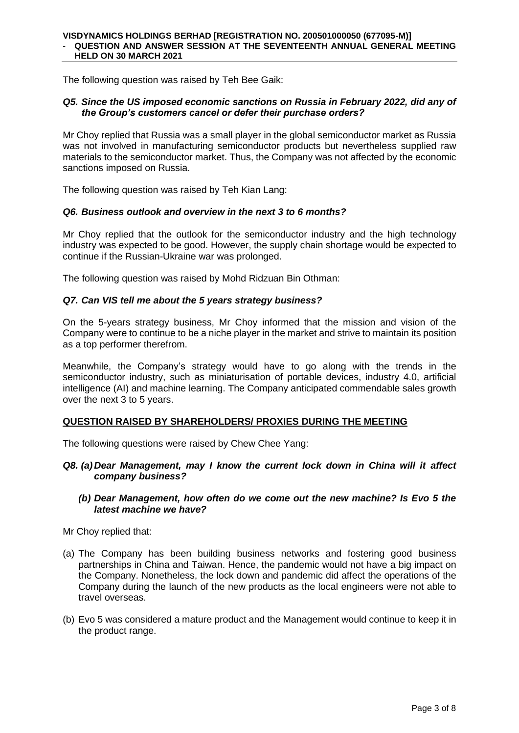The following question was raised by Teh Bee Gaik:

***Q5. Since the US imposed economic sanctions on Russia in February 2022, did any of the Group's customers cancel or defer their purchase orders?***

Mr Choy replied that Russia was a small player in the global semiconductor market as Russia was not involved in manufacturing semiconductor products but nevertheless supplied raw materials to the semiconductor market. Thus, the Company was not affected by the economic sanctions imposed on Russia.

The following question was raised by Teh Kian Lang:

***Q6. Business outlook and overview in the next 3 to 6 months?***

Mr Choy replied that the outlook for the semiconductor industry and the high technology industry was expected to be good. However, the supply chain shortage would be expected to continue if the Russian-Ukraine war was prolonged.

The following question was raised by Mohd Ridzuan Bin Othman:

***Q7. Can VIS tell me about the 5 years strategy business?***

On the 5-years strategy business, Mr Choy informed that the mission and vision of the Company were to continue to be a niche player in the market and strive to maintain its position as a top performer therefrom.

Meanwhile, the Company's strategy would have to go along with the trends in the semiconductor industry, such as miniaturisation of portable devices, industry 4.0, artificial intelligence (AI) and machine learning. The Company anticipated commendable sales growth over the next 3 to 5 years.

**QUESTION RAISED BY SHAREHOLDERS/ PROXIES DURING THE MEETING**

The following questions were raised by Chew Chee Yang:

***Q8. (a) Dear Management, may I know the current lock down in China will it affect company business?***

***(b) Dear Management, how often do we come out the new machine? Is Evo 5 the latest machine we have?***

Mr Choy replied that:

(a) The Company has been building business networks and fostering good business partnerships in China and Taiwan. Hence, the pandemic would not have a big impact on the Company. Nonetheless, the lock down and pandemic did affect the operations of the Company during the launch of the new products as the local engineers were not able to travel overseas.

(b) Evo 5 was considered a mature product and the Management would continue to keep it in the product range.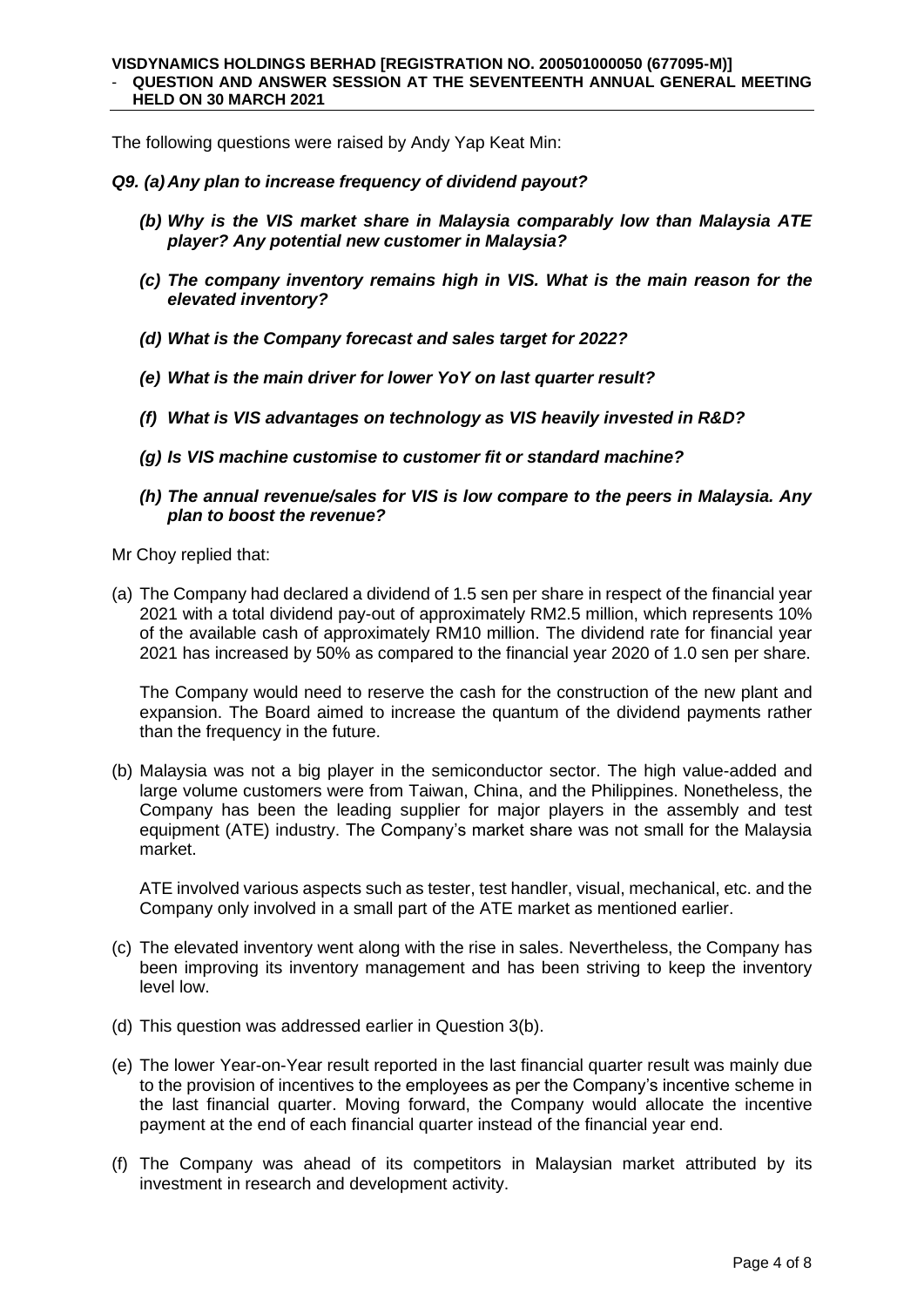The following questions were raised by Andy Yap Keat Min:

***Q9. (a) Any plan to increase frequency of dividend payout?***

***(b) Why is the VIS market share in Malaysia comparably low than Malaysia ATE player? Any potential new customer in Malaysia?***

***(c) The company inventory remains high in VIS. What is the main reason for the elevated inventory?***

***(d) What is the Company forecast and sales target for 2022?***

***(e) What is the main driver for lower YoY on last quarter result?***

***(f) What is VIS advantages on technology as VIS heavily invested in R&D?***

***(g) Is VIS machine customise to customer fit or standard machine?***

***(h) The annual revenue/sales for VIS is low compare to the peers in Malaysia. Any plan to boost the revenue?***

Mr Choy replied that:

(a) The Company had declared a dividend of 1.5 sen per share in respect of the financial year 2021 with a total dividend pay-out of approximately RM2.5 million, which represents 10% of the available cash of approximately RM10 million. The dividend rate for financial year 2021 has increased by 50% as compared to the financial year 2020 of 1.0 sen per share.

The Company would need to reserve the cash for the construction of the new plant and expansion. The Board aimed to increase the quantum of the dividend payments rather than the frequency in the future.

(b) Malaysia was not a big player in the semiconductor sector. The high value-added and large volume customers were from Taiwan, China, and the Philippines. Nonetheless, the Company has been the leading supplier for major players in the assembly and test equipment (ATE) industry. The Company's market share was not small for the Malaysia market.

ATE involved various aspects such as tester, test handler, visual, mechanical, etc. and the Company only involved in a small part of the ATE market as mentioned earlier.

(c) The elevated inventory went along with the rise in sales. Nevertheless, the Company has been improving its inventory management and has been striving to keep the inventory level low.

(d) This question was addressed earlier in Question 3(b).

(e) The lower Year-on-Year result reported in the last financial quarter result was mainly due to the provision of incentives to the employees as per the Company's incentive scheme in the last financial quarter. Moving forward, the Company would allocate the incentive payment at the end of each financial quarter instead of the financial year end.

(f) The Company was ahead of its competitors in Malaysian market attributed by its investment in research and development activity.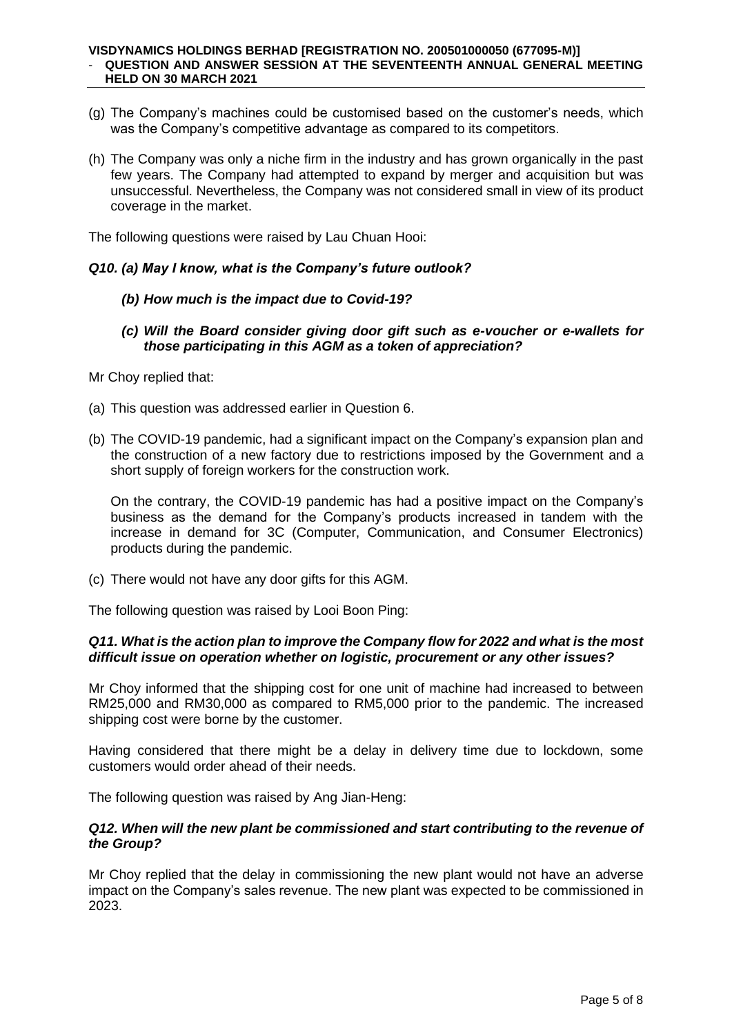(g) The Company's machines could be customised based on the customer's needs, which was the Company's competitive advantage as compared to its competitors.

(h) The Company was only a niche firm in the industry and has grown organically in the past few years. The Company had attempted to expand by merger and acquisition but was unsuccessful. Nevertheless, the Company was not considered small in view of its product coverage in the market.

The following questions were raised by Lau Chuan Hooi:

***Q10. (a) May I know, what is the Company's future outlook?***

***(b) How much is the impact due to Covid-19?***

***(c) Will the Board consider giving door gift such as e-voucher or e-wallets for those participating in this AGM as a token of appreciation?***

Mr Choy replied that:

(a) This question was addressed earlier in Question 6.

(b) The COVID-19 pandemic, had a significant impact on the Company's expansion plan and the construction of a new factory due to restrictions imposed by the Government and a short supply of foreign workers for the construction work.

On the contrary, the COVID-19 pandemic has had a positive impact on the Company's business as the demand for the Company's products increased in tandem with the increase in demand for 3C (Computer, Communication, and Consumer Electronics) products during the pandemic.

(c) There would not have any door gifts for this AGM.

The following question was raised by Looi Boon Ping:

***Q11. What is the action plan to improve the Company flow for 2022 and what is the most difficult issue on operation whether on logistic, procurement or any other issues?***

Mr Choy informed that the shipping cost for one unit of machine had increased to between RM25,000 and RM30,000 as compared to RM5,000 prior to the pandemic. The increased shipping cost were borne by the customer.

Having considered that there might be a delay in delivery time due to lockdown, some customers would order ahead of their needs.

The following question was raised by Ang Jian-Heng:

***Q12. When will the new plant be commissioned and start contributing to the revenue of the Group?***

Mr Choy replied that the delay in commissioning the new plant would not have an adverse impact on the Company's sales revenue. The new plant was expected to be commissioned in 2023.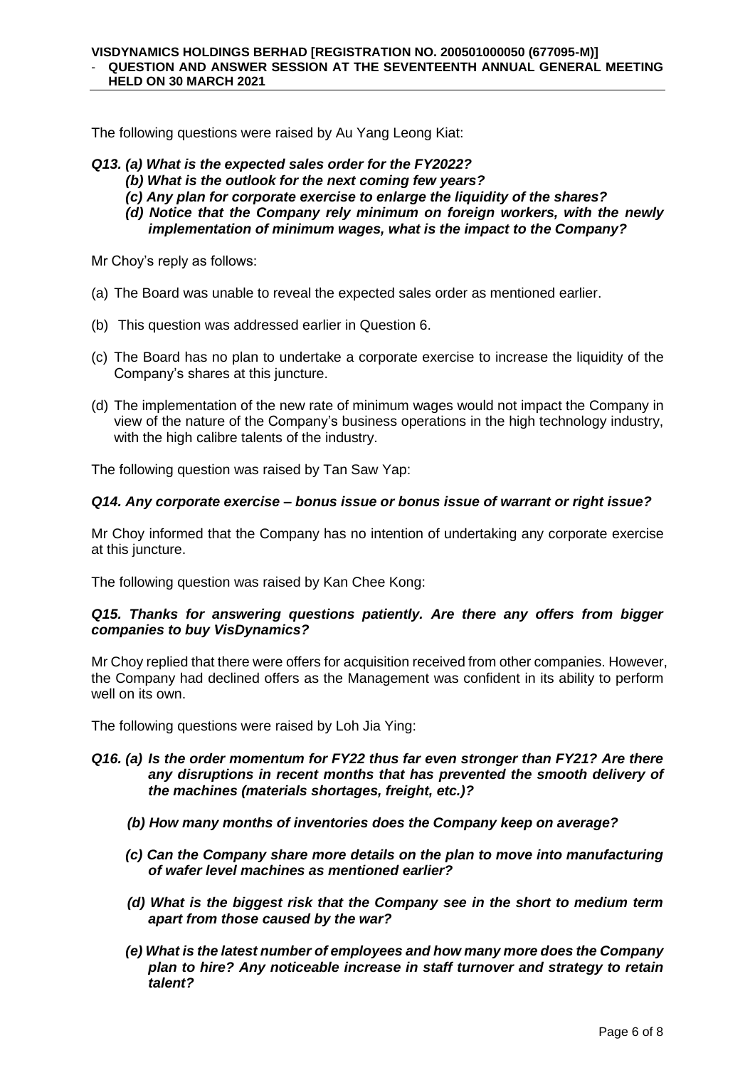The following questions were raised by Au Yang Leong Kiat:

***Q13. (a) What is the expected sales order for the FY2022?***

***(b) What is the outlook for the next coming few years?***

***(c) Any plan for corporate exercise to enlarge the liquidity of the shares?***

***(d) Notice that the Company rely minimum on foreign workers, with the newly implementation of minimum wages, what is the impact to the Company?***

Mr Choy's reply as follows:

(a) The Board was unable to reveal the expected sales order as mentioned earlier.

(b) This question was addressed earlier in Question 6.

(c) The Board has no plan to undertake a corporate exercise to increase the liquidity of the Company's shares at this juncture.

(d) The implementation of the new rate of minimum wages would not impact the Company in view of the nature of the Company's business operations in the high technology industry, with the high calibre talents of the industry.

The following question was raised by Tan Saw Yap:

***Q14. Any corporate exercise – bonus issue or bonus issue of warrant or right issue?***

Mr Choy informed that the Company has no intention of undertaking any corporate exercise at this juncture.

The following question was raised by Kan Chee Kong:

***Q15. Thanks for answering questions patiently. Are there any offers from bigger companies to buy VisDynamics?***

Mr Choy replied that there were offers for acquisition received from other companies. However, the Company had declined offers as the Management was confident in its ability to perform well on its own.

The following questions were raised by Loh Jia Ying:

***Q16. (a) Is the order momentum for FY22 thus far even stronger than FY21? Are there any disruptions in recent months that has prevented the smooth delivery of the machines (materials shortages, freight, etc.)?***

***(b) How many months of inventories does the Company keep on average?***

***(c) Can the Company share more details on the plan to move into manufacturing of wafer level machines as mentioned earlier?***

***(d) What is the biggest risk that the Company see in the short to medium term apart from those caused by the war?***

***(e) What is the latest number of employees and how many more does the Company plan to hire? Any noticeable increase in staff turnover and strategy to retain talent?***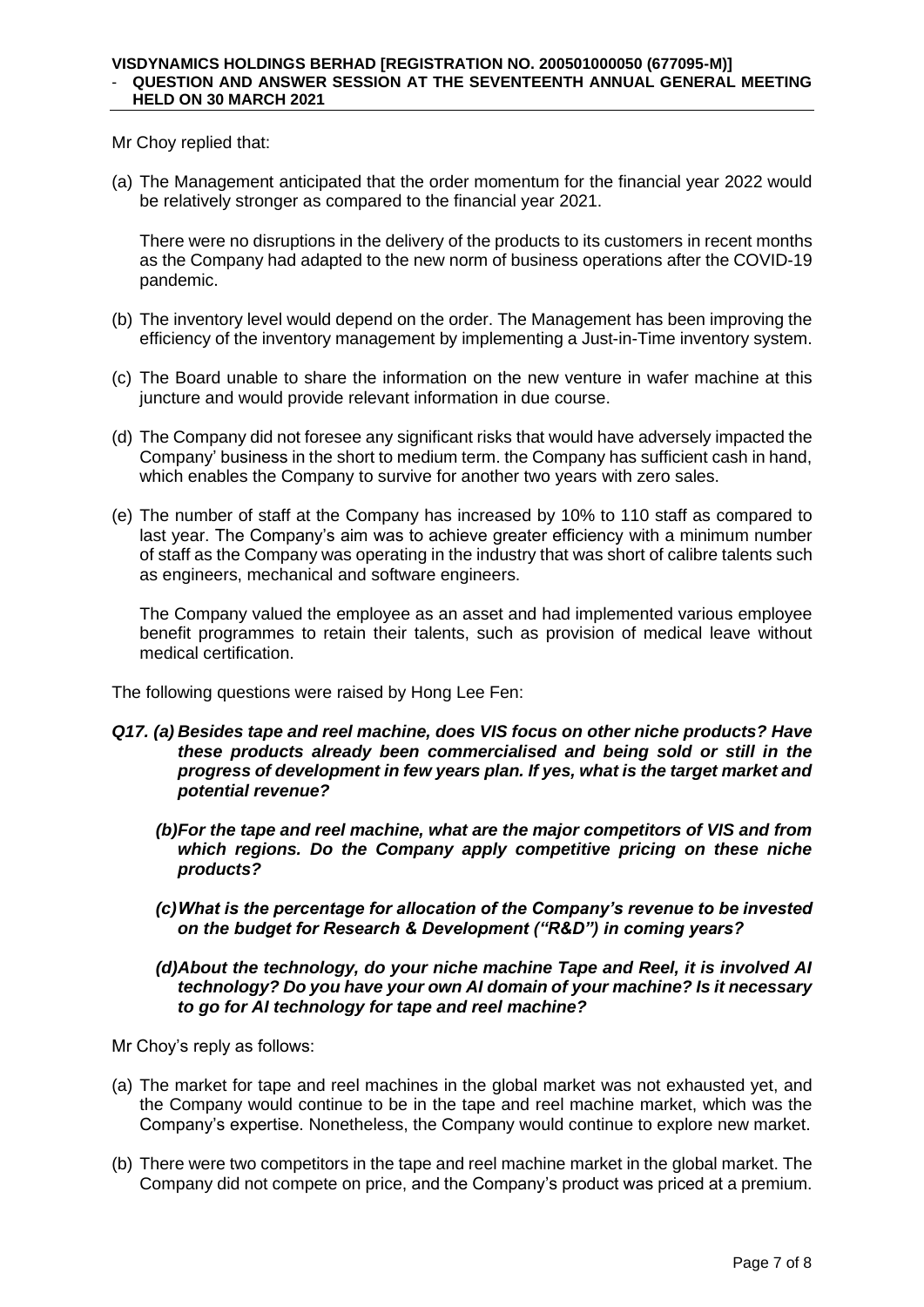Mr Choy replied that:

(a) The Management anticipated that the order momentum for the financial year 2022 would be relatively stronger as compared to the financial year 2021.

There were no disruptions in the delivery of the products to its customers in recent months as the Company had adapted to the new norm of business operations after the COVID-19 pandemic.

(b) The inventory level would depend on the order. The Management has been improving the efficiency of the inventory management by implementing a Just-in-Time inventory system.

(c) The Board unable to share the information on the new venture in wafer machine at this juncture and would provide relevant information in due course.

(d) The Company did not foresee any significant risks that would have adversely impacted the Company' business in the short to medium term. the Company has sufficient cash in hand, which enables the Company to survive for another two years with zero sales.

(e) The number of staff at the Company has increased by 10% to 110 staff as compared to last year. The Company's aim was to achieve greater efficiency with a minimum number of staff as the Company was operating in the industry that was short of calibre talents such as engineers, mechanical and software engineers.

The Company valued the employee as an asset and had implemented various employee benefit programmes to retain their talents, such as provision of medical leave without medical certification.

The following questions were raised by Hong Lee Fen:

***Q17. (a) Besides tape and reel machine, does VIS focus on other niche products? Have these products already been commercialised and being sold or still in the progress of development in few years plan. If yes, what is the target market and potential revenue?***

***(b) For the tape and reel machine, what are the major competitors of VIS and from which regions. Do the Company apply competitive pricing on these niche products?***

***(c) What is the percentage for allocation of the Company's revenue to be invested on the budget for Research & Development ("R&D") in coming years?***

***(d) About the technology, do your niche machine Tape and Reel, it is involved AI technology? Do you have your own AI domain of your machine? Is it necessary to go for AI technology for tape and reel machine?***

Mr Choy's reply as follows:

(a) The market for tape and reel machines in the global market was not exhausted yet, and the Company would continue to be in the tape and reel machine market, which was the Company's expertise. Nonetheless, the Company would continue to explore new market.

(b) There were two competitors in the tape and reel machine market in the global market. The Company did not compete on price, and the Company's product was priced at a premium.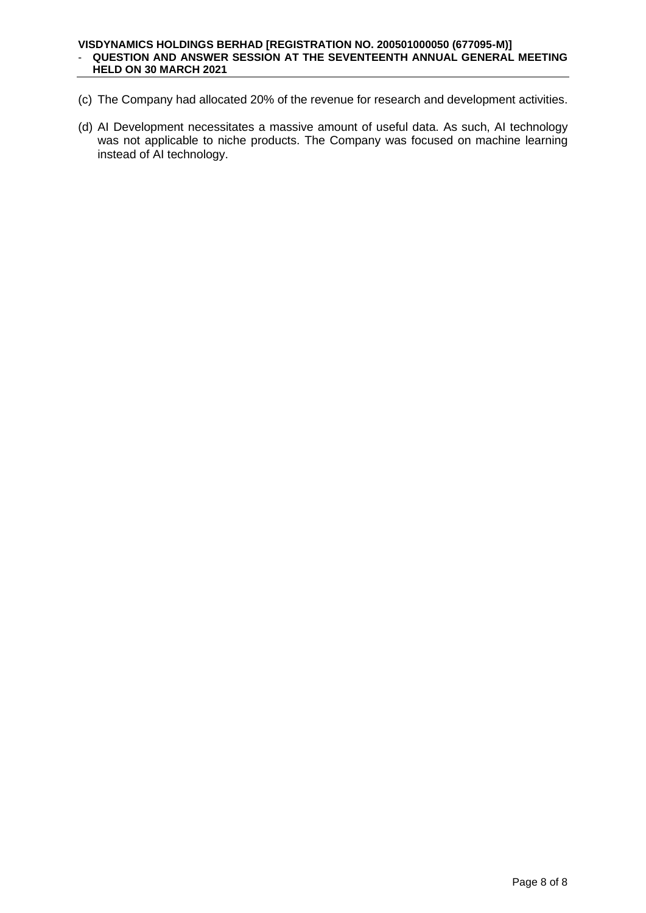(c) The Company had allocated 20% of the revenue for research and development activities.

(d) AI Development necessitates a massive amount of useful data. As such, AI technology was not applicable to niche products. The Company was focused on machine learning instead of AI technology.